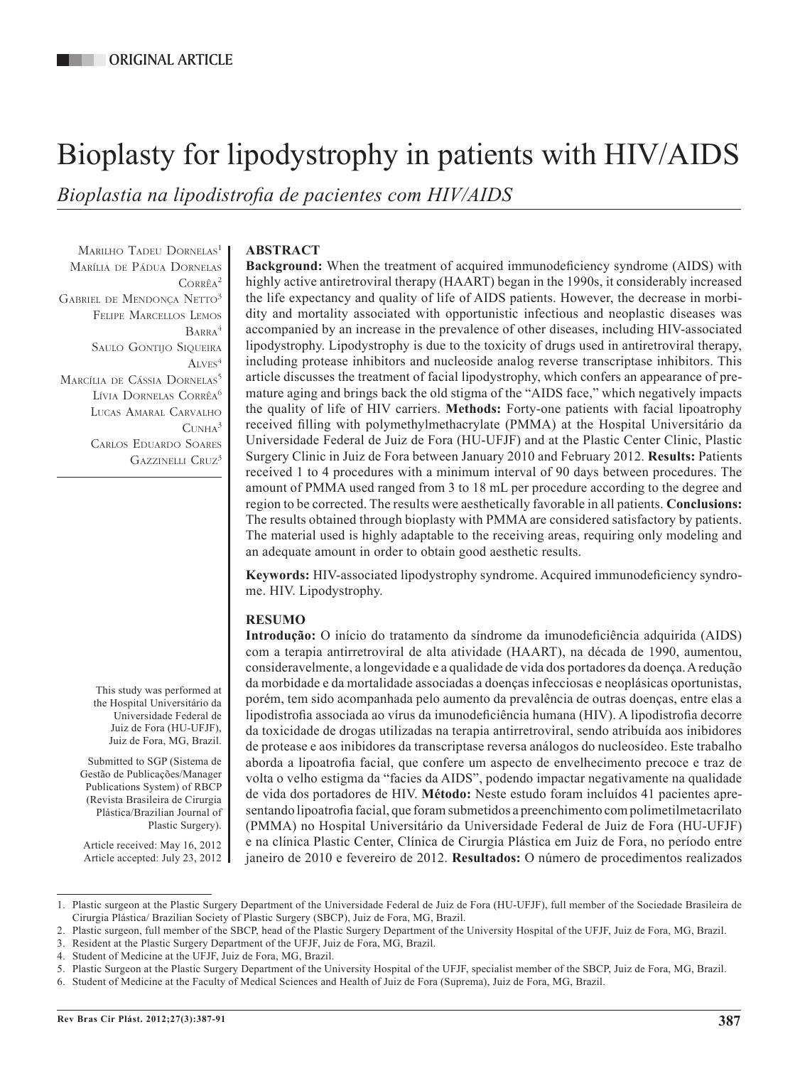ORIGINAL ARTICLE

# Bioplasty for lipodystrophy in patients with HIV/AIDS

*Bioplastia na lipodistrofia de pacientes com HIV/AIDS*

Marilho Tadeu Dornelas[1]
Marília de Pádua Dornelas Corrêa[2]
Gabriel de Mendonça Netto[3]
Felipe Marcellos Lemos Barra[4]
Saulo Gontijo Siqueira Alves[4]
Marcília de Cássia Dornelas[5]
Lívia Dornelas Corrêa[6]
Lucas Amaral Carvalho Cunha[3]
Carlos Eduardo Soares Gazzinelli Cruz[3]

This study was performed at the Hospital Universitário da Universidade Federal de Juiz de Fora (HU-UFJF), Juiz de Fora, MG, Brazil.

Submitted to SGP (Sistema de Gestão de Publicações/Manager Publications System) of RBCP (Revista Brasileira de Cirurgia Plástica/Brazilian Journal of Plastic Surgery).

Article received: May 16, 2012
Article accepted: July 23, 2012

## ABSTRACT

**Background:** When the treatment of acquired immunodeficiency syndrome (AIDS) with highly active antiretroviral therapy (HAART) began in the 1990s, it considerably increased the life expectancy and quality of life of AIDS patients. However, the decrease in morbidity and mortality associated with opportunistic infectious and neoplastic diseases was accompanied by an increase in the prevalence of other diseases, including HIV-associated lipodystrophy. Lipodystrophy is due to the toxicity of drugs used in antiretroviral therapy, including protease inhibitors and nucleoside analog reverse transcriptase inhibitors. This article discusses the treatment of facial lipodystrophy, which confers an appearance of premature aging and brings back the old stigma of the "AIDS face," which negatively impacts the quality of life of HIV carriers. **Methods:** Forty-one patients with facial lipoatrophy received filling with polymethylmethacrylate (PMMA) at the Hospital Universitário da Universidade Federal de Juiz de Fora (HU-UFJF) and at the Plastic Center Clinic, Plastic Surgery Clinic in Juiz de Fora between January 2010 and February 2012. **Results:** Patients received 1 to 4 procedures with a minimum interval of 90 days between procedures. The amount of PMMA used ranged from 3 to 18 mL per procedure according to the degree and region to be corrected. The results were aesthetically favorable in all patients. **Conclusions:** The results obtained through bioplasty with PMMA are considered satisfactory by patients. The material used is highly adaptable to the receiving areas, requiring only modeling and an adequate amount in order to obtain good aesthetic results.

**Keywords:** HIV-associated lipodystrophy syndrome. Acquired immunodeficiency syndrome. HIV. Lipodystrophy.

## RESUMO

**Introdução:** O início do tratamento da síndrome da imunodeficiência adquirida (AIDS) com a terapia antirretroviral de alta atividade (HAART), na década de 1990, aumentou, consideravelmente, a longevidade e a qualidade de vida dos portadores da doença. A redução da morbidade e da mortalidade associadas a doenças infecciosas e neoplásicas oportunistas, porém, tem sido acompanhada pelo aumento da prevalência de outras doenças, entre elas a lipodistrofia associada ao vírus da imunodeficiência humana (HIV). A lipodistrofia decorre da toxicidade de drogas utilizadas na terapia antirretroviral, sendo atribuída aos inibidores de protease e aos inibidores da transcriptase reversa análogos do nucleosídeo. Este trabalho aborda a lipoatrofia facial, que confere um aspecto de envelhecimento precoce e traz de volta o velho estigma da "facies da AIDS", podendo impactar negativamente na qualidade de vida dos portadores de HIV. **Método:** Neste estudo foram incluídos 41 pacientes apresentando lipoatrofia facial, que foram submetidos a preenchimento com polimetilmetacrilato (PMMA) no Hospital Universitário da Universidade Federal de Juiz de Fora (HU-UFJF) e na clínica Plastic Center, Clínica de Cirurgia Plástica em Juiz de Fora, no período entre janeiro de 2010 e fevereiro de 2012. **Resultados:** O número de procedimentos realizados

---

1. Plastic surgeon at the Plastic Surgery Department of the Universidade Federal de Juiz de Fora (HU-UFJF), full member of the Sociedade Brasileira de Cirurgia Plástica/ Brazilian Society of Plastic Surgery (SBCP), Juiz de Fora, MG, Brazil.
2. Plastic surgeon, full member of the SBCP, head of the Plastic Surgery Department of the University Hospital of the UFJF, Juiz de Fora, MG, Brazil.
3. Resident at the Plastic Surgery Department of the UFJF, Juiz de Fora, MG, Brazil.
4. Student of Medicine at the UFJF, Juiz de Fora, MG, Brazil.
5. Plastic Surgeon at the Plastic Surgery Department of the University Hospital of the UFJF, specialist member of the SBCP, Juiz de Fora, MG, Brazil.
6. Student of Medicine at the Faculty of Medical Sciences and Health of Juiz de Fora (Suprema), Juiz de Fora, MG, Brazil.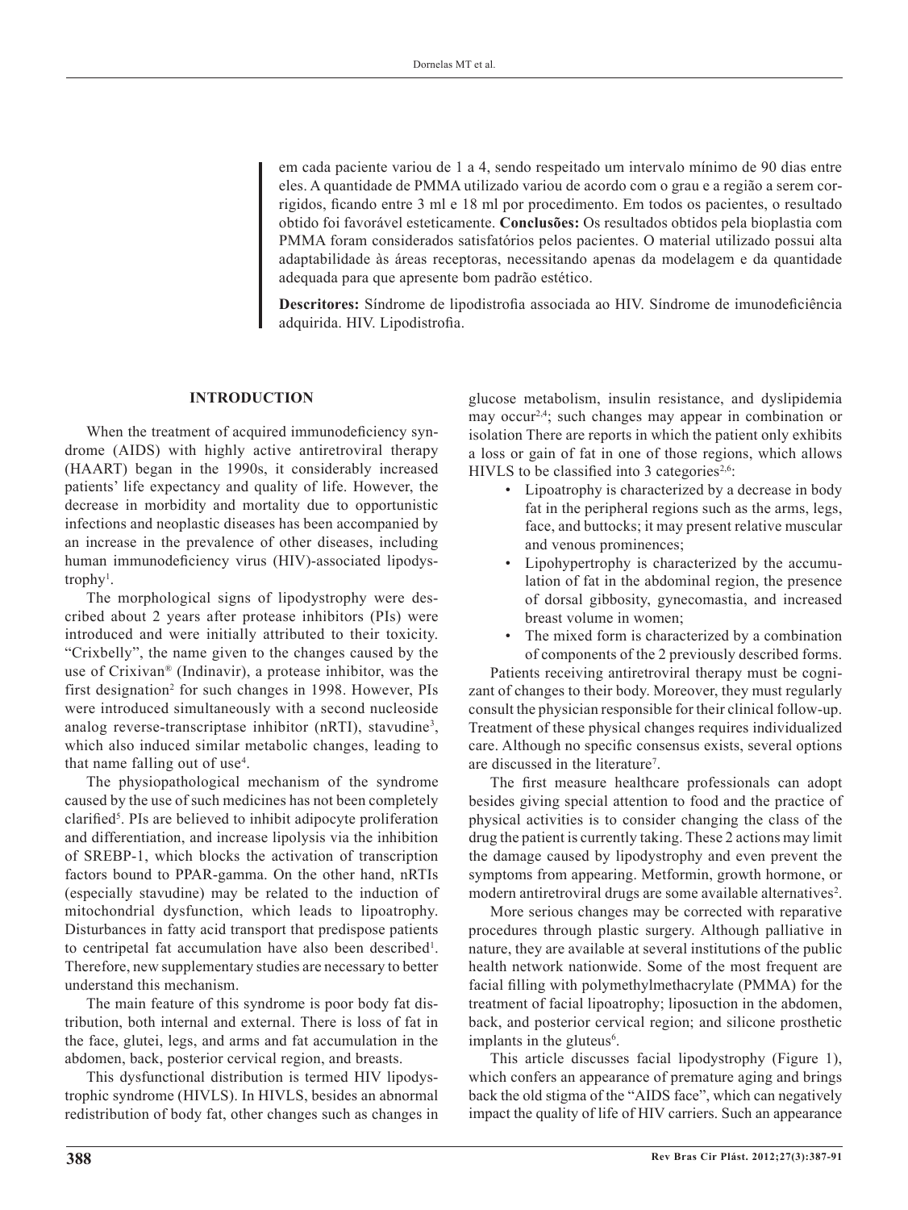em cada paciente variou de 1 a 4, sendo respeitado um intervalo mínimo de 90 dias entre eles. A quantidade de PMMA utilizado variou de acordo com o grau e a região a serem corrigidos, ficando entre 3 ml e 18 ml por procedimento. Em todos os pacientes, o resultado obtido foi favorável esteticamente. **Conclusões:** Os resultados obtidos pela bioplastia com PMMA foram considerados satisfatórios pelos pacientes. O material utilizado possui alta adaptabilidade às áreas receptoras, necessitando apenas da modelagem e da quantidade adequada para que apresente bom padrão estético.

**Descritores:** Síndrome de lipodistrofia associada ao HIV. Síndrome de imunodeficiência adquirida. HIV. Lipodistrofia.

## INTRODUCTION

When the treatment of acquired immunodeficiency syndrome (AIDS) with highly active antiretroviral therapy (HAART) began in the 1990s, it considerably increased patients' life expectancy and quality of life. However, the decrease in morbidity and mortality due to opportunistic infections and neoplastic diseases has been accompanied by an increase in the prevalence of other diseases, including human immunodeficiency virus (HIV)-associated lipodystrophy[1].

The morphological signs of lipodystrophy were described about 2 years after protease inhibitors (PIs) were introduced and were initially attributed to their toxicity. "Crixbelly", the name given to the changes caused by the use of Crixivan® (Indinavir), a protease inhibitor, was the first designation[2] for such changes in 1998. However, PIs were introduced simultaneously with a second nucleoside analog reverse-transcriptase inhibitor (nRTI), stavudine[3], which also induced similar metabolic changes, leading to that name falling out of use[4].

The physiopathological mechanism of the syndrome caused by the use of such medicines has not been completely clarified[5]. PIs are believed to inhibit adipocyte proliferation and differentiation, and increase lipolysis via the inhibition of SREBP-1, which blocks the activation of transcription factors bound to PPAR-gamma. On the other hand, nRTIs (especially stavudine) may be related to the induction of mitochondrial dysfunction, which leads to lipoatrophy. Disturbances in fatty acid transport that predispose patients to centripetal fat accumulation have also been described[1]. Therefore, new supplementary studies are necessary to better understand this mechanism.

The main feature of this syndrome is poor body fat distribution, both internal and external. There is loss of fat in the face, glutei, legs, and arms and fat accumulation in the abdomen, back, posterior cervical region, and breasts.

This dysfunctional distribution is termed HIV lipodystrophic syndrome (HIVLS). In HIVLS, besides an abnormal redistribution of body fat, other changes such as changes in glucose metabolism, insulin resistance, and dyslipidemia may occur[2,4]; such changes may appear in combination or isolation There are reports in which the patient only exhibits a loss or gain of fat in one of those regions, which allows HIVLS to be classified into 3 categories[2,6]:

- Lipoatrophy is characterized by a decrease in body fat in the peripheral regions such as the arms, legs, face, and buttocks; it may present relative muscular and venous prominences;
- Lipohypertrophy is characterized by the accumulation of fat in the abdominal region, the presence of dorsal gibbosity, gynecomastia, and increased breast volume in women;
- The mixed form is characterized by a combination of components of the 2 previously described forms.

Patients receiving antiretroviral therapy must be cognizant of changes to their body. Moreover, they must regularly consult the physician responsible for their clinical follow-up. Treatment of these physical changes requires individualized care. Although no specific consensus exists, several options are discussed in the literature[7].

The first measure healthcare professionals can adopt besides giving special attention to food and the practice of physical activities is to consider changing the class of the drug the patient is currently taking. These 2 actions may limit the damage caused by lipodystrophy and even prevent the symptoms from appearing. Metformin, growth hormone, or modern antiretroviral drugs are some available alternatives[2].

More serious changes may be corrected with reparative procedures through plastic surgery. Although palliative in nature, they are available at several institutions of the public health network nationwide. Some of the most frequent are facial filling with polymethylmethacrylate (PMMA) for the treatment of facial lipoatrophy; liposuction in the abdomen, back, and posterior cervical region; and silicone prosthetic implants in the gluteus[6].

This article discusses facial lipodystrophy (Figure 1), which confers an appearance of premature aging and brings back the old stigma of the "AIDS face", which can negatively impact the quality of life of HIV carriers. Such an appearance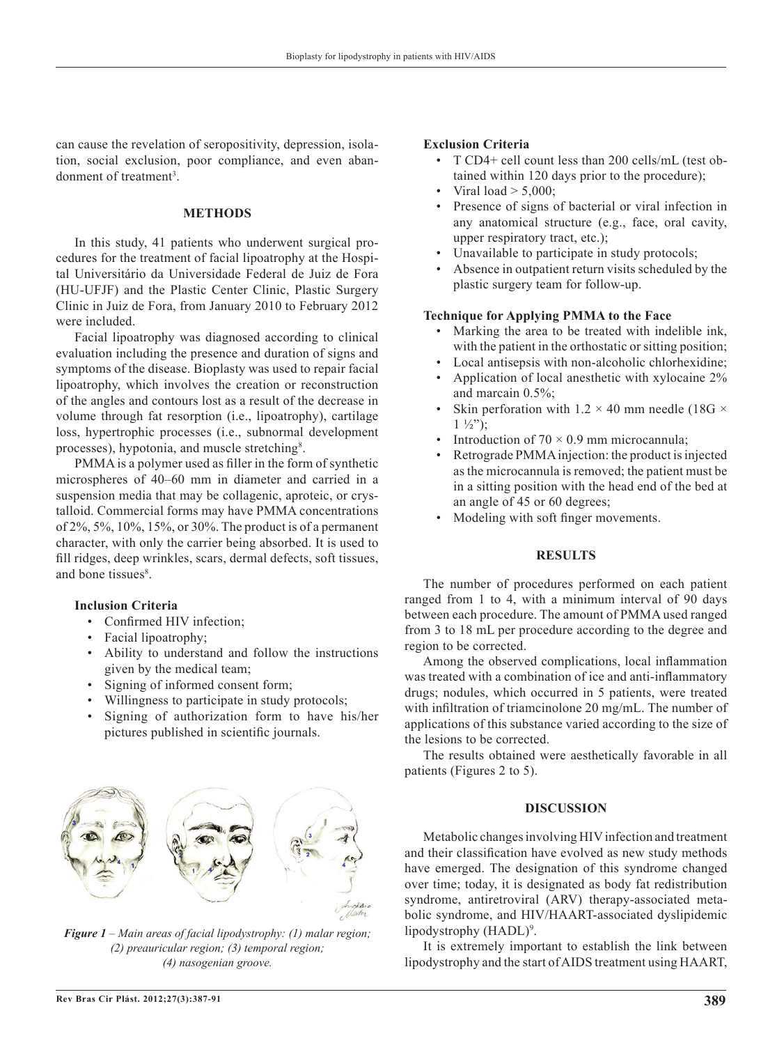can cause the revelation of seropositivity, depression, isolation, social exclusion, poor compliance, and even abandonment of treatment[3].

## METHODS

In this study, 41 patients who underwent surgical procedures for the treatment of facial lipoatrophy at the Hospital Universitário da Universidade Federal de Juiz de Fora (HU-UFJF) and the Plastic Center Clinic, Plastic Surgery Clinic in Juiz de Fora, from January 2010 to February 2012 were included.

Facial lipoatrophy was diagnosed according to clinical evaluation including the presence and duration of signs and symptoms of the disease. Bioplasty was used to repair facial lipoatrophy, which involves the creation or reconstruction of the angles and contours lost as a result of the decrease in volume through fat resorption (i.e., lipoatrophy), cartilage loss, hypertrophic processes (i.e., subnormal development processes), hypotonia, and muscle stretching[8].

PMMA is a polymer used as filler in the form of synthetic microspheres of 40–60 mm in diameter and carried in a suspension media that may be collagenic, aproteic, or crystalloid. Commercial forms may have PMMA concentrations of 2%, 5%, 10%, 15%, or 30%. The product is of a permanent character, with only the carrier being absorbed. It is used to fill ridges, deep wrinkles, scars, dermal defects, soft tissues, and bone tissues[8].

### Inclusion Criteria

- Confirmed HIV infection;
- Facial lipoatrophy;
- Ability to understand and follow the instructions given by the medical team;
- Signing of informed consent form;
- Willingness to participate in study protocols;
- Signing of authorization form to have his/her pictures published in scientific journals.

*Figure 1 – Main areas of facial lipodystrophy: (1) malar region; (2) preauricular region; (3) temporal region; (4) nasogenian groove.*

### Exclusion Criteria

- T CD4+ cell count less than 200 cells/mL (test obtained within 120 days prior to the procedure);
- Viral load > 5,000;
- Presence of signs of bacterial or viral infection in any anatomical structure (e.g., face, oral cavity, upper respiratory tract, etc.);
- Unavailable to participate in study protocols;
- Absence in outpatient return visits scheduled by the plastic surgery team for follow-up.

### Technique for Applying PMMA to the Face

- Marking the area to be treated with indelible ink, with the patient in the orthostatic or sitting position;
- Local antisepsis with non-alcoholic chlorhexidine;
- Application of local anesthetic with xylocaine 2% and marcain 0.5%;
- Skin perforation with 1.2 × 40 mm needle (18G × 1 ½");
- Introduction of 70 × 0.9 mm microcannula;
- Retrograde PMMA injection: the product is injected as the microcannula is removed; the patient must be in a sitting position with the head end of the bed at an angle of 45 or 60 degrees;
- Modeling with soft finger movements.

## RESULTS

The number of procedures performed on each patient ranged from 1 to 4, with a minimum interval of 90 days between each procedure. The amount of PMMA used ranged from 3 to 18 mL per procedure according to the degree and region to be corrected.

Among the observed complications, local inflammation was treated with a combination of ice and anti-inflammatory drugs; nodules, which occurred in 5 patients, were treated with infiltration of triamcinolone 20 mg/mL. The number of applications of this substance varied according to the size of the lesions to be corrected.

The results obtained were aesthetically favorable in all patients (Figures 2 to 5).

## DISCUSSION

Metabolic changes involving HIV infection and treatment and their classification have evolved as new study methods have emerged. The designation of this syndrome changed over time; today, it is designated as body fat redistribution syndrome, antiretroviral (ARV) therapy-associated metabolic syndrome, and HIV/HAART-associated dyslipidemic lipodystrophy (HADL)[9].

It is extremely important to establish the link between lipodystrophy and the start of AIDS treatment using HAART,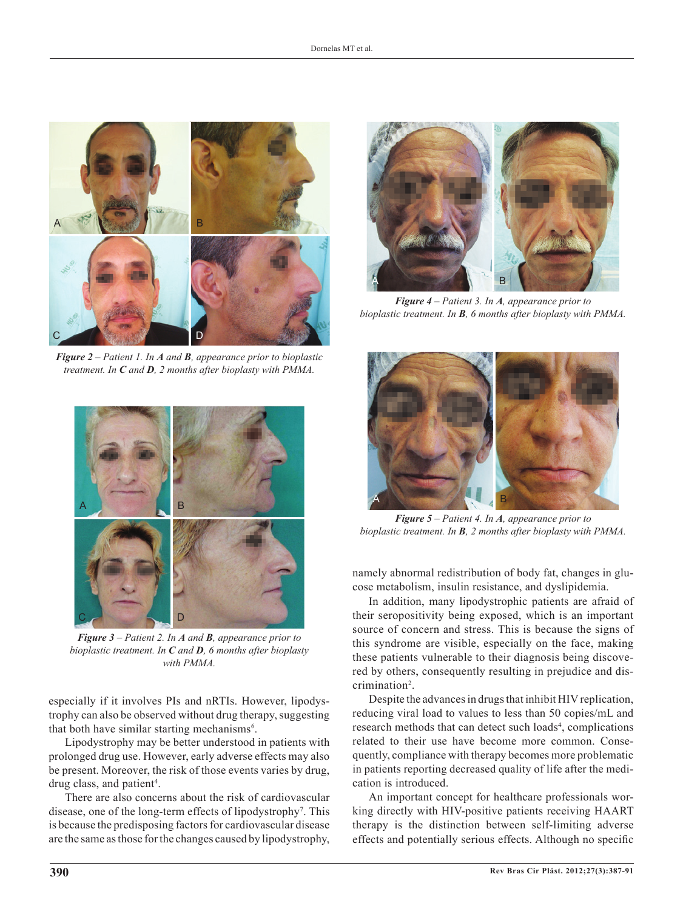*Figure 2* – Patient 1. In *A* and *B*, appearance prior to bioplastic treatment. In *C* and *D*, 2 months after bioplasty with PMMA.

*Figure 3* – Patient 2. In *A* and *B*, appearance prior to bioplastic treatment. In *C* and *D*, 6 months after bioplasty with PMMA.

*Figure 4* – Patient 3. In *A*, appearance prior to bioplastic treatment. In *B*, 6 months after bioplasty with PMMA.

*Figure 5* – Patient 4. In *A*, appearance prior to bioplastic treatment. In *B*, 2 months after bioplasty with PMMA.

especially if it involves PIs and nRTIs. However, lipodystrophy can also be observed without drug therapy, suggesting that both have similar starting mechanisms[6].

Lipodystrophy may be better understood in patients with prolonged drug use. However, early adverse effects may also be present. Moreover, the risk of those events varies by drug, drug class, and patient[4].

There are also concerns about the risk of cardiovascular disease, one of the long-term effects of lipodystrophy[7]. This is because the predisposing factors for cardiovascular disease are the same as those for the changes caused by lipodystrophy, namely abnormal redistribution of body fat, changes in glucose metabolism, insulin resistance, and dyslipidemia.

In addition, many lipodystrophic patients are afraid of their seropositivity being exposed, which is an important source of concern and stress. This is because the signs of this syndrome are visible, especially on the face, making these patients vulnerable to their diagnosis being discovered by others, consequently resulting in prejudice and discrimination[2].

Despite the advances in drugs that inhibit HIV replication, reducing viral load to values to less than 50 copies/mL and research methods that can detect such loads[4], complications related to their use have become more common. Consequently, compliance with therapy becomes more problematic in patients reporting decreased quality of life after the medication is introduced.

An important concept for healthcare professionals working directly with HIV-positive patients receiving HAART therapy is the distinction between self-limiting adverse effects and potentially serious effects. Although no specific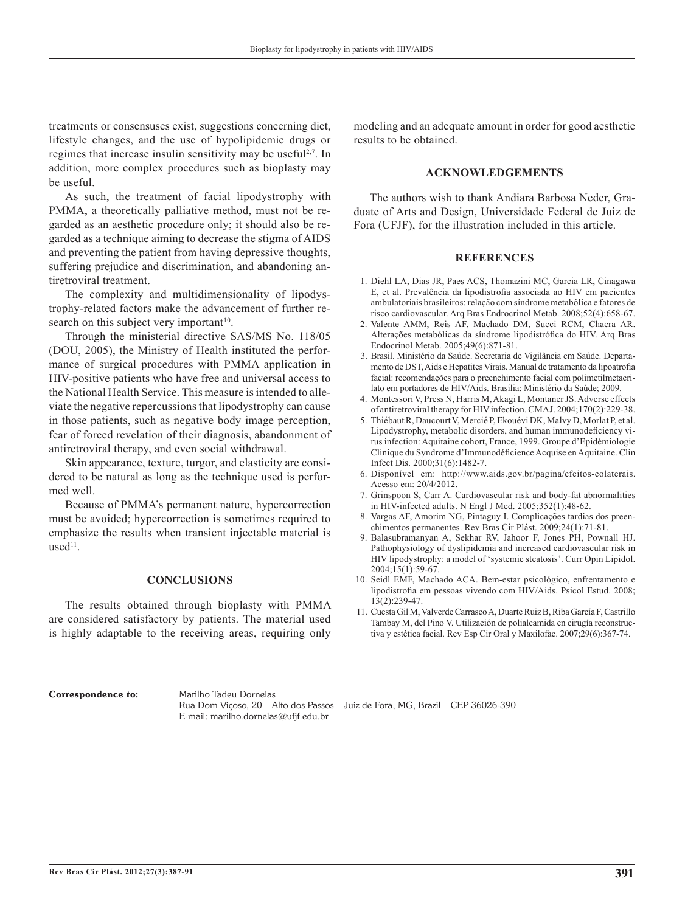treatments or consensuses exist, suggestions concerning diet, lifestyle changes, and the use of hypolipidemic drugs or regimes that increase insulin sensitivity may be useful[2,7]. In addition, more complex procedures such as bioplasty may be useful.

As such, the treatment of facial lipodystrophy with PMMA, a theoretically palliative method, must not be regarded as an aesthetic procedure only; it should also be regarded as a technique aiming to decrease the stigma of AIDS and preventing the patient from having depressive thoughts, suffering prejudice and discrimination, and abandoning antiretroviral treatment.

The complexity and multidimensionality of lipodystrophy-related factors make the advancement of further research on this subject very important[10].

Through the ministerial directive SAS/MS No. 118/05 (DOU, 2005), the Ministry of Health instituted the performance of surgical procedures with PMMA application in HIV-positive patients who have free and universal access to the National Health Service. This measure is intended to alleviate the negative repercussions that lipodystrophy can cause in those patients, such as negative body image perception, fear of forced revelation of their diagnosis, abandonment of antiretroviral therapy, and even social withdrawal.

Skin appearance, texture, turgor, and elasticity are considered to be natural as long as the technique used is performed well.

Because of PMMA's permanent nature, hypercorrection must be avoided; hypercorrection is sometimes required to emphasize the results when transient injectable material is used[11].

## CONCLUSIONS

The results obtained through bioplasty with PMMA are considered satisfactory by patients. The material used is highly adaptable to the receiving areas, requiring only modeling and an adequate amount in order for good aesthetic results to be obtained.

## ACKNOWLEDGEMENTS

The authors wish to thank Andiara Barbosa Neder, Graduate of Arts and Design, Universidade Federal de Juiz de Fora (UFJF), for the illustration included in this article.

## REFERENCES

1. Diehl LA, Dias JR, Paes ACS, Thomazini MC, Garcia LR, Cinagawa E, et al. Prevalência da lipodistrofia associada ao HIV em pacientes ambulatoriais brasileiros: relação com síndrome metabólica e fatores de risco cardiovascular. Arq Bras Endrocrinol Metab. 2008;52(4):658-67.
2. Valente AMM, Reis AF, Machado DM, Succi RCM, Chacra AR. Alterações metabólicas da síndrome lipodistrófica do HIV. Arq Bras Endocrinol Metab. 2005;49(6):871-81.
3. Brasil. Ministério da Saúde. Secretaria de Vigilância em Saúde. Departamento de DST, Aids e Hepatites Virais. Manual de tratamento da lipoatrofia facial: recomendações para o preenchimento facial com polimetilmetacrilato em portadores de HIV/Aids. Brasília: Ministério da Saúde; 2009.
4. Montessori V, Press N, Harris M, Akagi L, Montaner JS. Adverse effects of antiretroviral therapy for HIV infection. CMAJ. 2004;170(2):229-38.
5. Thiébaut R, Daucourt V, Mercié P, Ekouévi DK, Malvy D, Morlat P, et al. Lipodystrophy, metabolic disorders, and human immunodeficiency virus infection: Aquitaine cohort, France, 1999. Groupe d'Epidémiologie Clinique du Syndrome d'Immunodéficience Acquise en Aquitaine. Clin Infect Dis. 2000;31(6):1482-7.
6. Disponível em: http://www.aids.gov.br/pagina/efeitos-colaterais. Acesso em: 20/4/2012.
7. Grinspoon S, Carr A. Cardiovascular risk and body-fat abnormalities in HIV-infected adults. N Engl J Med. 2005;352(1):48-62.
8. Vargas AF, Amorim NG, Pintaguy I. Complicações tardias dos preenchimentos permanentes. Rev Bras Cir Plást. 2009;24(1):71-81.
9. Balasubramanyan A, Sekhar RV, Jahoor F, Jones PH, Pownall HJ. Pathophysiology of dyslipidemia and increased cardiovascular risk in HIV lipodystrophy: a model of 'systemic steatosis'. Curr Opin Lipidol. 2004;15(1):59-67.
10. Seidl EMF, Machado ACA. Bem-estar psicológico, enfrentamento e lipodistrofia em pessoas vivendo com HIV/Aids. Psicol Estud. 2008; 13(2):239-47.
11. Cuesta Gil M, Valverde Carrasco A, Duarte Ruiz B, Riba García F, Castrillo Tambay M, del Pino V. Utilización de polialcamida en cirugía reconstructiva y estética facial. Rev Esp Cir Oral y Maxilofac. 2007;29(6):367-74.

**Correspondence to:** Marilho Tadeu Dornelas
Rua Dom Viçoso, 20 – Alto dos Passos – Juiz de Fora, MG, Brazil – CEP 36026-390
E-mail: marilho.dornelas@ufjf.edu.br